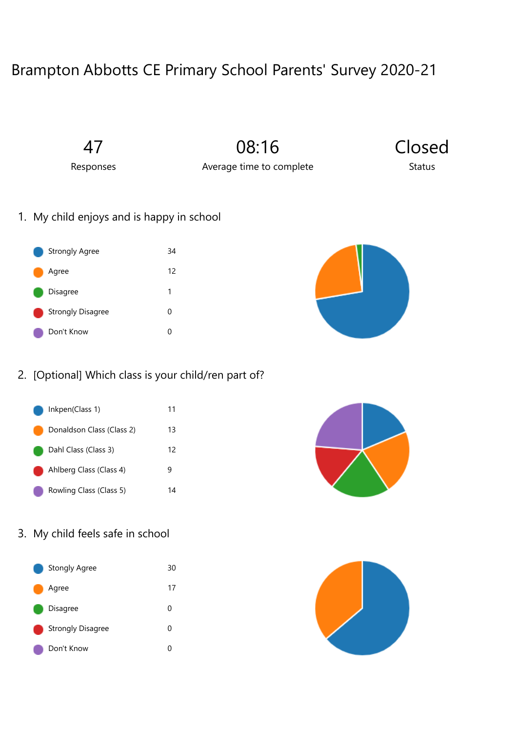# Brampton Abbotts CE Primary School Parents' Survey 2020-21

| 47 | 08:16 | Closed |
| --- | --- | --- |
| Responses | Average time to complete | Status |

## 1. My child enjoys and is happy in school

| Response | Count |
| --- | --- |
| Strongly Agree | 34 |
| Agree | 12 |
| Disagree | 1 |
| Strongly Disagree | 0 |
| Don't Know | 0 |

## 2. [Optional] Which class is your child/ren part of?

| Class | Count |
| --- | --- |
| Inkpen(Class 1) | 11 |
| Donaldson Class (Class 2) | 13 |
| Dahl Class (Class 3) | 12 |
| Ahlberg Class (Class 4) | 9 |
| Rowling Class (Class 5) | 14 |

## 3. My child feels safe in school

| Response | Count |
| --- | --- |
| Stongly Agree | 30 |
| Agree | 17 |
| Disagree | 0 |
| Strongly Disagree | 0 |
| Don't Know | 0 |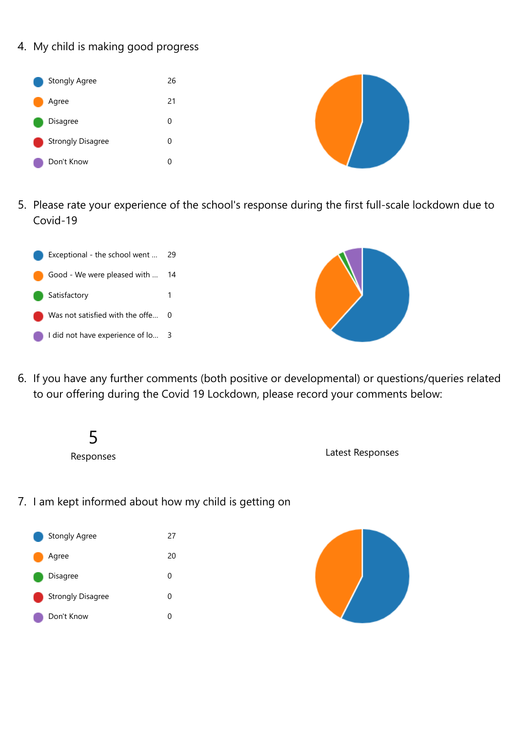4. My child is making good progress

| | |
|---|---|
| Stongly Agree | 26 |
| Agree | 21 |
| Disagree | 0 |
| Strongly Disagree | 0 |
| Don't Know | 0 |

5. Please rate your experience of the school's response during the first full-scale lockdown due to Covid-19

| | |
|---|---|
| Exceptional - the school went ... | 29 |
| Good - We were pleased with ... | 14 |
| Satisfactory | 1 |
| Was not satisfied with the offe... | 0 |
| I did not have experience of lo... | 3 |

6. If you have any further comments (both positive or developmental) or questions/queries related to our offering during the Covid 19 Lockdown, please record your comments below:

5

Responses

Latest Responses

7. I am kept informed about how my child is getting on

| | |
|---|---|
| Stongly Agree | 27 |
| Agree | 20 |
| Disagree | 0 |
| Strongly Disagree | 0 |
| Don't Know | 0 |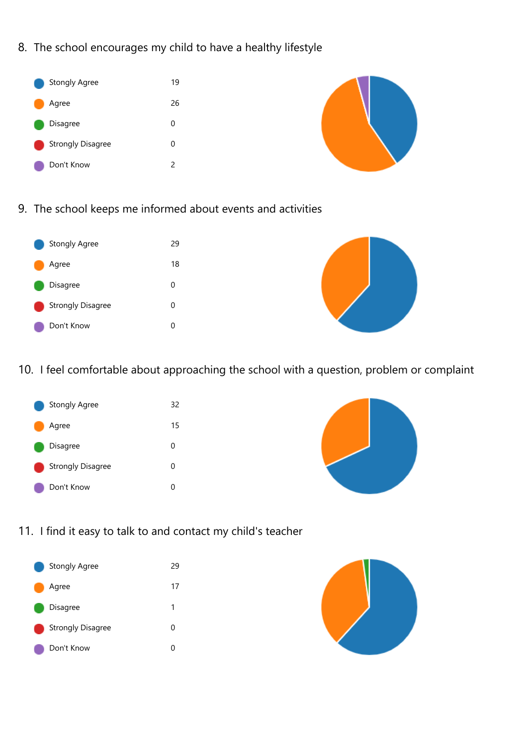8. The school encourages my child to have a healthy lifestyle

| Response | Count |
| --- | --- |
| Stongly Agree | 19 |
| Agree | 26 |
| Disagree | 0 |
| Strongly Disagree | 0 |
| Don't Know | 2 |

9. The school keeps me informed about events and activities

| Response | Count |
| --- | --- |
| Stongly Agree | 29 |
| Agree | 18 |
| Disagree | 0 |
| Strongly Disagree | 0 |
| Don't Know | 0 |

10. I feel comfortable about approaching the school with a question, problem or complaint

| Response | Count |
| --- | --- |
| Stongly Agree | 32 |
| Agree | 15 |
| Disagree | 0 |
| Strongly Disagree | 0 |
| Don't Know | 0 |

11. I find it easy to talk to and contact my child's teacher

| Response | Count |
| --- | --- |
| Stongly Agree | 29 |
| Agree | 17 |
| Disagree | 1 |
| Strongly Disagree | 0 |
| Don't Know | 0 |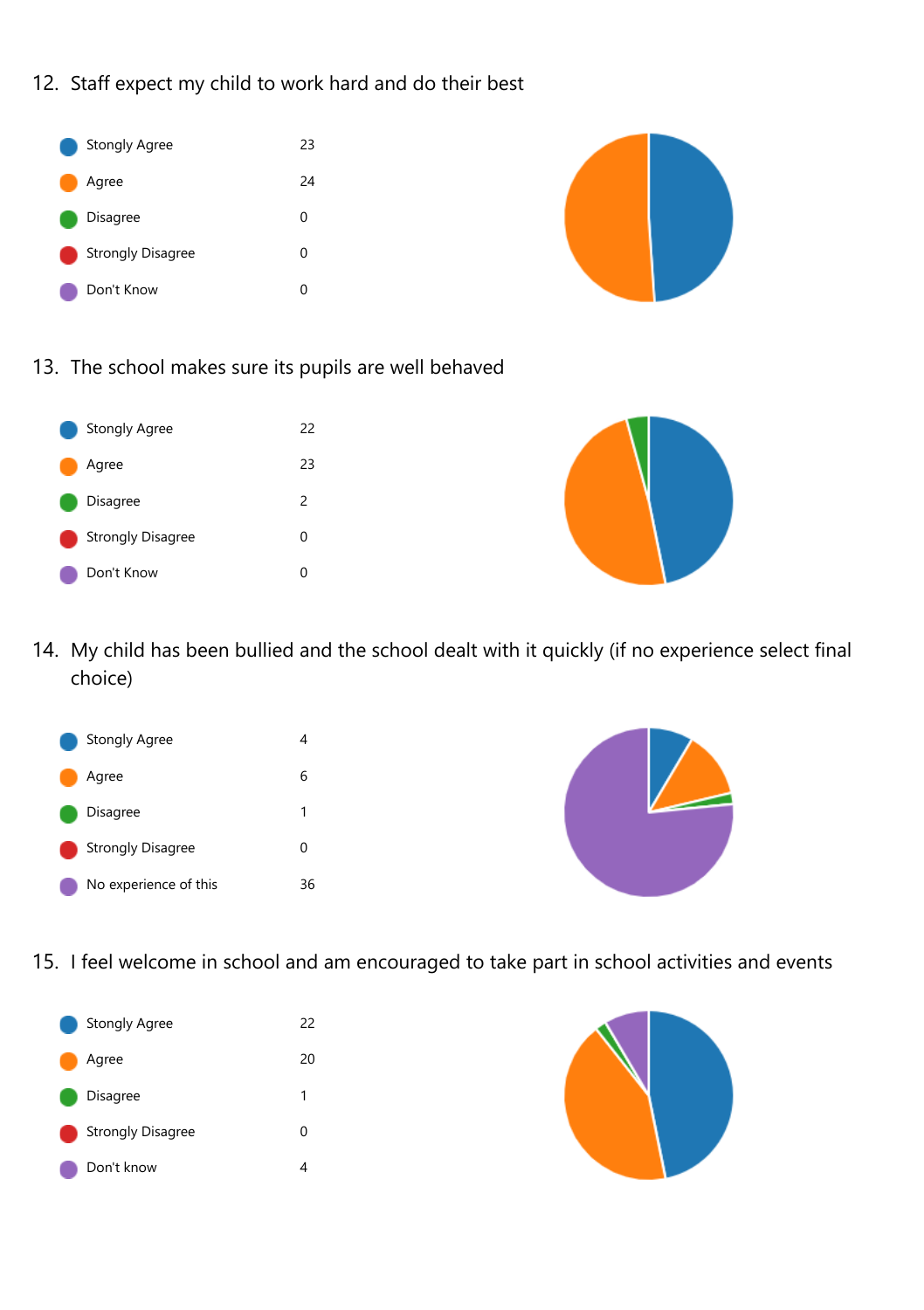12. Staff expect my child to work hard and do their best

| | |
|---|---|
| Stongly Agree | 23 |
| Agree | 24 |
| Disagree | 0 |
| Strongly Disagree | 0 |
| Don't Know | 0 |

13. The school makes sure its pupils are well behaved

| | |
|---|---|
| Stongly Agree | 22 |
| Agree | 23 |
| Disagree | 2 |
| Strongly Disagree | 0 |
| Don't Know | 0 |

14. My child has been bullied and the school dealt with it quickly (if no experience select final choice)

| | |
|---|---|
| Stongly Agree | 4 |
| Agree | 6 |
| Disagree | 1 |
| Strongly Disagree | 0 |
| No experience of this | 36 |

15. I feel welcome in school and am encouraged to take part in school activities and events

| | |
|---|---|
| Stongly Agree | 22 |
| Agree | 20 |
| Disagree | 1 |
| Strongly Disagree | 0 |
| Don't know | 4 |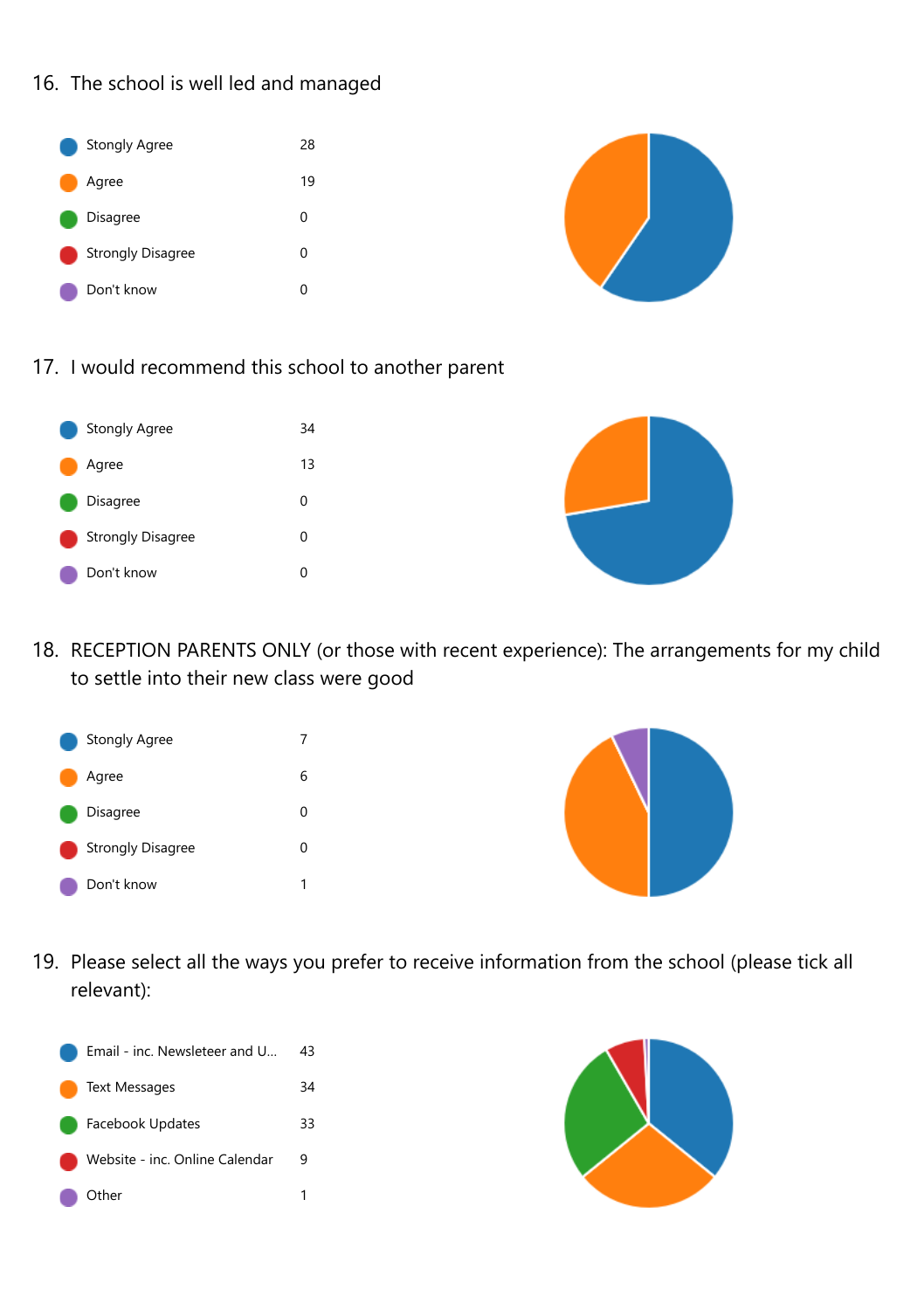16. The school is well led and managed

| Response | Count |
| --- | --- |
| Stongly Agree | 28 |
| Agree | 19 |
| Disagree | 0 |
| Strongly Disagree | 0 |
| Don't know | 0 |

17. I would recommend this school to another parent

| Response | Count |
| --- | --- |
| Stongly Agree | 34 |
| Agree | 13 |
| Disagree | 0 |
| Strongly Disagree | 0 |
| Don't know | 0 |

18. RECEPTION PARENTS ONLY (or those with recent experience): The arrangements for my child to settle into their new class were good

| Response | Count |
| --- | --- |
| Stongly Agree | 7 |
| Agree | 6 |
| Disagree | 0 |
| Strongly Disagree | 0 |
| Don't know | 1 |

19. Please select all the ways you prefer to receive information from the school (please tick all relevant):

| Response | Count |
| --- | --- |
| Email - inc. Newsleteer and U... | 43 |
| Text Messages | 34 |
| Facebook Updates | 33 |
| Website - inc. Online Calendar | 9 |
| Other | 1 |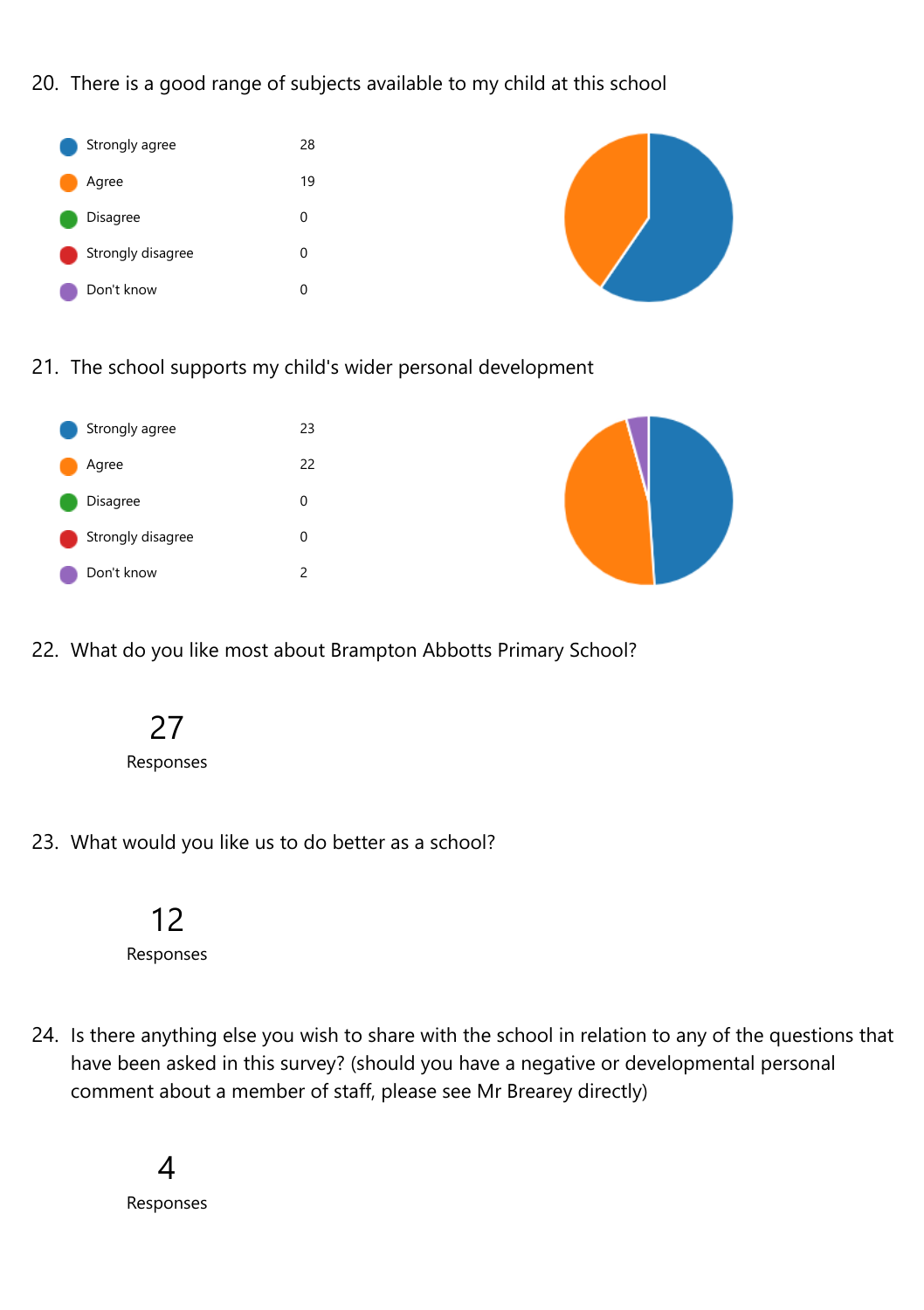20. There is a good range of subjects available to my child at this school

Strongly agree 28
Agree 19
Disagree 0
Strongly disagree 0
Don't know 0

21. The school supports my child's wider personal development

Strongly agree 23
Agree 22
Disagree 0
Strongly disagree 0
Don't know 2

22. What do you like most about Brampton Abbotts Primary School?

27
Responses

23. What would you like us to do better as a school?

12
Responses

24. Is there anything else you wish to share with the school in relation to any of the questions that have been asked in this survey? (should you have a negative or developmental personal comment about a member of staff, please see Mr Brearey directly)

4
Responses